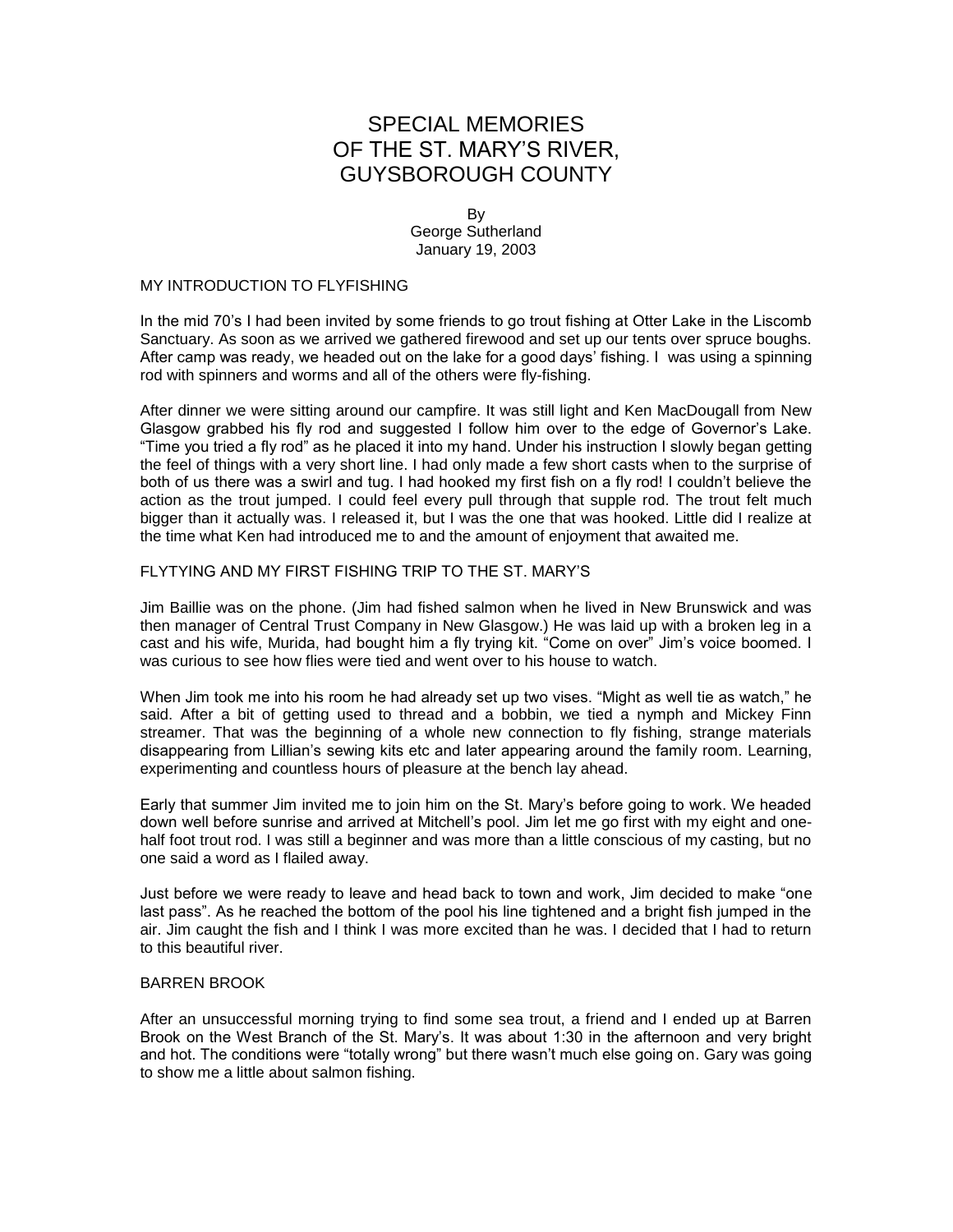# SPECIAL MEMORIES OF THE ST. MARY'S RIVER, GUYSBOROUGH COUNTY

By
George Sutherland
January 19, 2003

## MY INTRODUCTION TO FLYFISHING

In the mid 70's I had been invited by some friends to go trout fishing at Otter Lake in the Liscomb Sanctuary. As soon as we arrived we gathered firewood and set up our tents over spruce boughs. After camp was ready, we headed out on the lake for a good days' fishing. I was using a spinning rod with spinners and worms and all of the others were fly-fishing.

After dinner we were sitting around our campfire. It was still light and Ken MacDougall from New Glasgow grabbed his fly rod and suggested I follow him over to the edge of Governor's Lake. "Time you tried a fly rod" as he placed it into my hand. Under his instruction I slowly began getting the feel of things with a very short line. I had only made a few short casts when to the surprise of both of us there was a swirl and tug. I had hooked my first fish on a fly rod! I couldn't believe the action as the trout jumped. I could feel every pull through that supple rod. The trout felt much bigger than it actually was. I released it, but I was the one that was hooked. Little did I realize at the time what Ken had introduced me to and the amount of enjoyment that awaited me.

## FLYTYING AND MY FIRST FISHING TRIP TO THE ST. MARY'S

Jim Baillie was on the phone. (Jim had fished salmon when he lived in New Brunswick and was then manager of Central Trust Company in New Glasgow.) He was laid up with a broken leg in a cast and his wife, Murida, had bought him a fly trying kit. "Come on over" Jim's voice boomed. I was curious to see how flies were tied and went over to his house to watch.

When Jim took me into his room he had already set up two vises. "Might as well tie as watch," he said. After a bit of getting used to thread and a bobbin, we tied a nymph and Mickey Finn streamer. That was the beginning of a whole new connection to fly fishing, strange materials disappearing from Lillian's sewing kits etc and later appearing around the family room. Learning, experimenting and countless hours of pleasure at the bench lay ahead.

Early that summer Jim invited me to join him on the St. Mary's before going to work. We headed down well before sunrise and arrived at Mitchell's pool. Jim let me go first with my eight and one-half foot trout rod. I was still a beginner and was more than a little conscious of my casting, but no one said a word as I flailed away.

Just before we were ready to leave and head back to town and work, Jim decided to make "one last pass". As he reached the bottom of the pool his line tightened and a bright fish jumped in the air. Jim caught the fish and I think I was more excited than he was. I decided that I had to return to this beautiful river.

## BARREN BROOK

After an unsuccessful morning trying to find some sea trout, a friend and I ended up at Barren Brook on the West Branch of the St. Mary's. It was about 1:30 in the afternoon and very bright and hot. The conditions were "totally wrong" but there wasn't much else going on. Gary was going to show me a little about salmon fishing.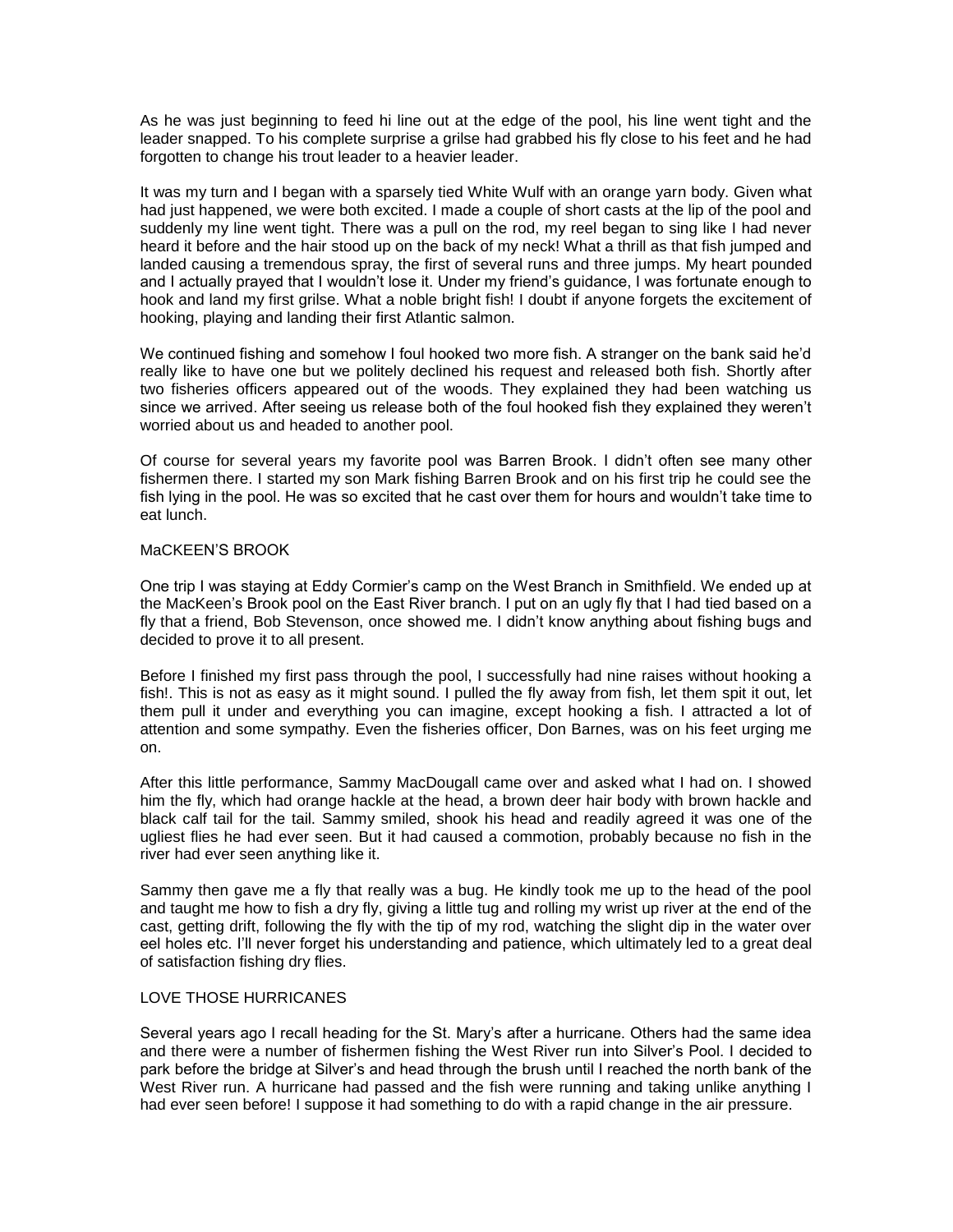As he was just beginning to feed hi line out at the edge of the pool, his line went tight and the leader snapped. To his complete surprise a grilse had grabbed his fly close to his feet and he had forgotten to change his trout leader to a heavier leader.

It was my turn and I began with a sparsely tied White Wulf with an orange yarn body. Given what had just happened, we were both excited. I made a couple of short casts at the lip of the pool and suddenly my line went tight. There was a pull on the rod, my reel began to sing like I had never heard it before and the hair stood up on the back of my neck! What a thrill as that fish jumped and landed causing a tremendous spray, the first of several runs and three jumps. My heart pounded and I actually prayed that I wouldn't lose it. Under my friend's guidance, I was fortunate enough to hook and land my first grilse. What a noble bright fish! I doubt if anyone forgets the excitement of hooking, playing and landing their first Atlantic salmon.

We continued fishing and somehow I foul hooked two more fish. A stranger on the bank said he'd really like to have one but we politely declined his request and released both fish. Shortly after two fisheries officers appeared out of the woods. They explained they had been watching us since we arrived. After seeing us release both of the foul hooked fish they explained they weren't worried about us and headed to another pool.

Of course for several years my favorite pool was Barren Brook. I didn't often see many other fishermen there. I started my son Mark fishing Barren Brook and on his first trip he could see the fish lying in the pool. He was so excited that he cast over them for hours and wouldn't take time to eat lunch.

## MaCKEEN'S BROOK

One trip I was staying at Eddy Cormier's camp on the West Branch in Smithfield. We ended up at the MacKeen's Brook pool on the East River branch. I put on an ugly fly that I had tied based on a fly that a friend, Bob Stevenson, once showed me. I didn't know anything about fishing bugs and decided to prove it to all present.

Before I finished my first pass through the pool, I successfully had nine raises without hooking a fish!. This is not as easy as it might sound. I pulled the fly away from fish, let them spit it out, let them pull it under and everything you can imagine, except hooking a fish. I attracted a lot of attention and some sympathy. Even the fisheries officer, Don Barnes, was on his feet urging me on.

After this little performance, Sammy MacDougall came over and asked what I had on. I showed him the fly, which had orange hackle at the head, a brown deer hair body with brown hackle and black calf tail for the tail. Sammy smiled, shook his head and readily agreed it was one of the ugliest flies he had ever seen. But it had caused a commotion, probably because no fish in the river had ever seen anything like it.

Sammy then gave me a fly that really was a bug. He kindly took me up to the head of the pool and taught me how to fish a dry fly, giving a little tug and rolling my wrist up river at the end of the cast, getting drift, following the fly with the tip of my rod, watching the slight dip in the water over eel holes etc. I'll never forget his understanding and patience, which ultimately led to a great deal of satisfaction fishing dry flies.

## LOVE THOSE HURRICANES

Several years ago I recall heading for the St. Mary's after a hurricane. Others had the same idea and there were a number of fishermen fishing the West River run into Silver's Pool. I decided to park before the bridge at Silver's and head through the brush until I reached the north bank of the West River run. A hurricane had passed and the fish were running and taking unlike anything I had ever seen before! I suppose it had something to do with a rapid change in the air pressure.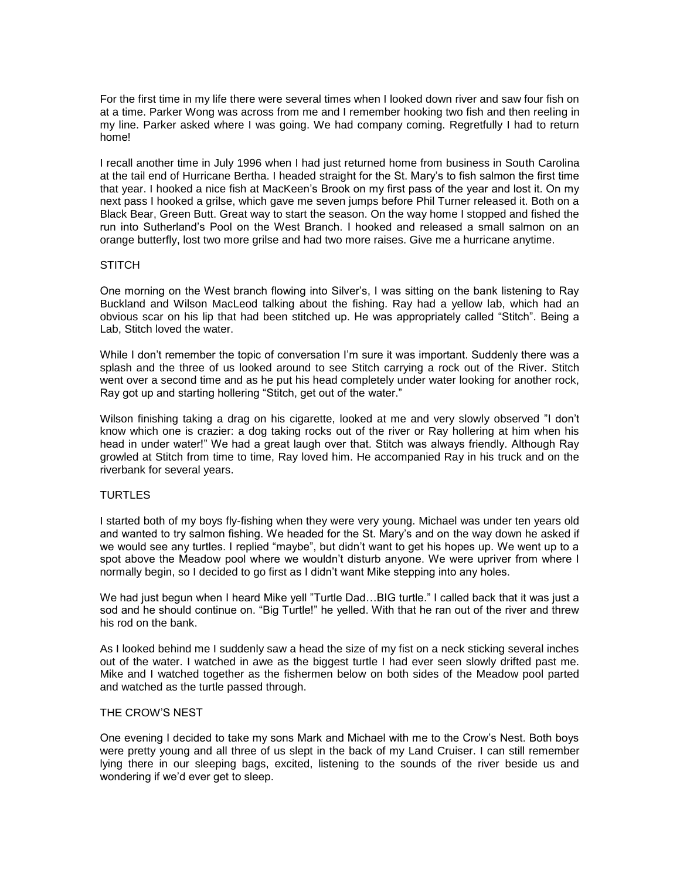For the first time in my life there were several times when I looked down river and saw four fish on at a time. Parker Wong was across from me and I remember hooking two fish and then reeling in my line. Parker asked where I was going. We had company coming. Regretfully I had to return home!

I recall another time in July 1996 when I had just returned home from business in South Carolina at the tail end of Hurricane Bertha. I headed straight for the St. Mary's to fish salmon the first time that year. I hooked a nice fish at MacKeen's Brook on my first pass of the year and lost it. On my next pass I hooked a grilse, which gave me seven jumps before Phil Turner released it. Both on a Black Bear, Green Butt. Great way to start the season. On the way home I stopped and fished the run into Sutherland's Pool on the West Branch. I hooked and released a small salmon on an orange butterfly, lost two more grilse and had two more raises. Give me a hurricane anytime.

## STITCH

One morning on the West branch flowing into Silver's, I was sitting on the bank listening to Ray Buckland and Wilson MacLeod talking about the fishing. Ray had a yellow lab, which had an obvious scar on his lip that had been stitched up. He was appropriately called "Stitch". Being a Lab, Stitch loved the water.

While I don't remember the topic of conversation I'm sure it was important. Suddenly there was a splash and the three of us looked around to see Stitch carrying a rock out of the River. Stitch went over a second time and as he put his head completely under water looking for another rock, Ray got up and starting hollering "Stitch, get out of the water."

Wilson finishing taking a drag on his cigarette, looked at me and very slowly observed "I don't know which one is crazier: a dog taking rocks out of the river or Ray hollering at him when his head in under water!" We had a great laugh over that. Stitch was always friendly. Although Ray growled at Stitch from time to time, Ray loved him. He accompanied Ray in his truck and on the riverbank for several years.

## TURTLES

I started both of my boys fly-fishing when they were very young. Michael was under ten years old and wanted to try salmon fishing. We headed for the St. Mary's and on the way down he asked if we would see any turtles. I replied "maybe", but didn't want to get his hopes up. We went up to a spot above the Meadow pool where we wouldn't disturb anyone. We were upriver from where I normally begin, so I decided to go first as I didn't want Mike stepping into any holes.

We had just begun when I heard Mike yell "Turtle Dad…BIG turtle." I called back that it was just a sod and he should continue on. "Big Turtle!" he yelled. With that he ran out of the river and threw his rod on the bank.

As I looked behind me I suddenly saw a head the size of my fist on a neck sticking several inches out of the water. I watched in awe as the biggest turtle I had ever seen slowly drifted past me. Mike and I watched together as the fishermen below on both sides of the Meadow pool parted and watched as the turtle passed through.

## THE CROW'S NEST

One evening I decided to take my sons Mark and Michael with me to the Crow's Nest. Both boys were pretty young and all three of us slept in the back of my Land Cruiser. I can still remember lying there in our sleeping bags, excited, listening to the sounds of the river beside us and wondering if we'd ever get to sleep.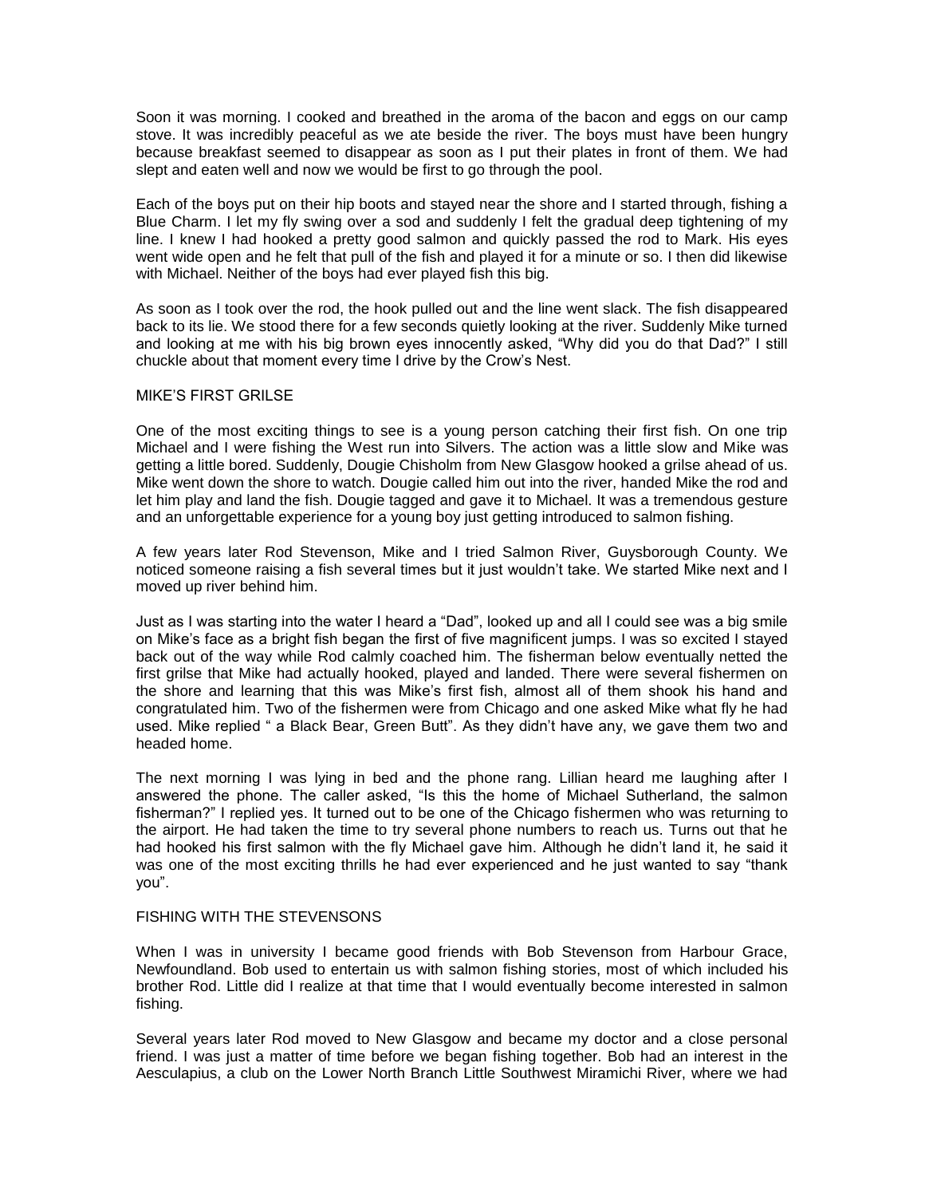Soon it was morning. I cooked and breathed in the aroma of the bacon and eggs on our camp stove. It was incredibly peaceful as we ate beside the river. The boys must have been hungry because breakfast seemed to disappear as soon as I put their plates in front of them. We had slept and eaten well and now we would be first to go through the pool.

Each of the boys put on their hip boots and stayed near the shore and I started through, fishing a Blue Charm. I let my fly swing over a sod and suddenly I felt the gradual deep tightening of my line. I knew I had hooked a pretty good salmon and quickly passed the rod to Mark. His eyes went wide open and he felt that pull of the fish and played it for a minute or so. I then did likewise with Michael. Neither of the boys had ever played fish this big.

As soon as I took over the rod, the hook pulled out and the line went slack. The fish disappeared back to its lie. We stood there for a few seconds quietly looking at the river. Suddenly Mike turned and looking at me with his big brown eyes innocently asked, “Why did you do that Dad?” I still chuckle about that moment every time I drive by the Crow’s Nest.

## MIKE’S FIRST GRILSE

One of the most exciting things to see is a young person catching their first fish. On one trip Michael and I were fishing the West run into Silvers. The action was a little slow and Mike was getting a little bored. Suddenly, Dougie Chisholm from New Glasgow hooked a grilse ahead of us. Mike went down the shore to watch. Dougie called him out into the river, handed Mike the rod and let him play and land the fish. Dougie tagged and gave it to Michael. It was a tremendous gesture and an unforgettable experience for a young boy just getting introduced to salmon fishing.

A few years later Rod Stevenson, Mike and I tried Salmon River, Guysborough County. We noticed someone raising a fish several times but it just wouldn’t take. We started Mike next and I moved up river behind him.

Just as I was starting into the water I heard a “Dad”, looked up and all I could see was a big smile on Mike’s face as a bright fish began the first of five magnificent jumps. I was so excited I stayed back out of the way while Rod calmly coached him. The fisherman below eventually netted the first grilse that Mike had actually hooked, played and landed. There were several fishermen on the shore and learning that this was Mike’s first fish, almost all of them shook his hand and congratulated him. Two of the fishermen were from Chicago and one asked Mike what fly he had used. Mike replied “ a Black Bear, Green Butt”. As they didn’t have any, we gave them two and headed home.

The next morning I was lying in bed and the phone rang. Lillian heard me laughing after I answered the phone. The caller asked, “Is this the home of Michael Sutherland, the salmon fisherman?” I replied yes. It turned out to be one of the Chicago fishermen who was returning to the airport. He had taken the time to try several phone numbers to reach us. Turns out that he had hooked his first salmon with the fly Michael gave him. Although he didn’t land it, he said it was one of the most exciting thrills he had ever experienced and he just wanted to say “thank you”.

## FISHING WITH THE STEVENSONS

When I was in university I became good friends with Bob Stevenson from Harbour Grace, Newfoundland. Bob used to entertain us with salmon fishing stories, most of which included his brother Rod. Little did I realize at that time that I would eventually become interested in salmon fishing.

Several years later Rod moved to New Glasgow and became my doctor and a close personal friend. I was just a matter of time before we began fishing together. Bob had an interest in the Aesculapius, a club on the Lower North Branch Little Southwest Miramichi River, where we had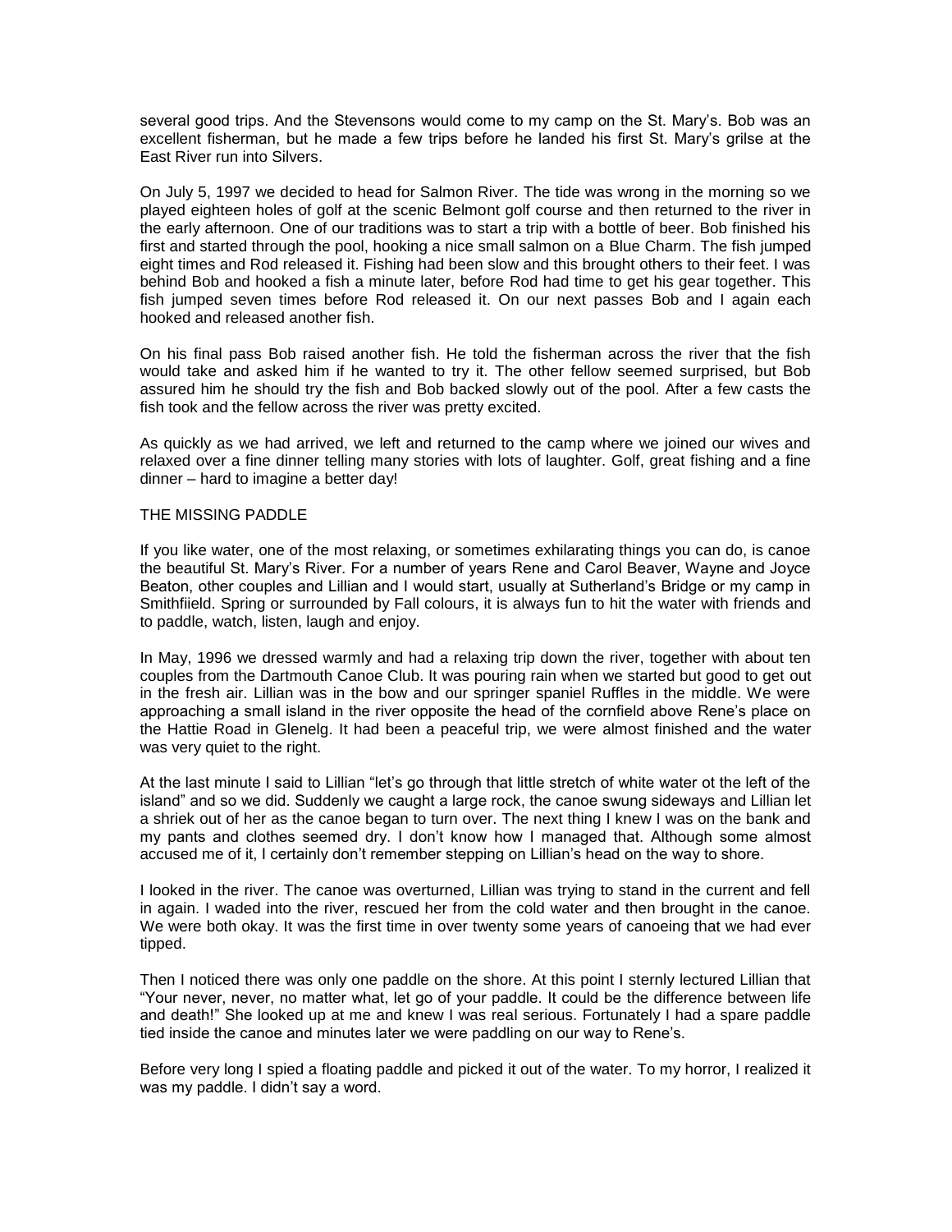several good trips. And the Stevensons would come to my camp on the St. Mary's. Bob was an excellent fisherman, but he made a few trips before he landed his first St. Mary's grilse at the East River run into Silvers.

On July 5, 1997 we decided to head for Salmon River. The tide was wrong in the morning so we played eighteen holes of golf at the scenic Belmont golf course and then returned to the river in the early afternoon. One of our traditions was to start a trip with a bottle of beer. Bob finished his first and started through the pool, hooking a nice small salmon on a Blue Charm. The fish jumped eight times and Rod released it. Fishing had been slow and this brought others to their feet. I was behind Bob and hooked a fish a minute later, before Rod had time to get his gear together. This fish jumped seven times before Rod released it. On our next passes Bob and I again each hooked and released another fish.

On his final pass Bob raised another fish. He told the fisherman across the river that the fish would take and asked him if he wanted to try it. The other fellow seemed surprised, but Bob assured him he should try the fish and Bob backed slowly out of the pool. After a few casts the fish took and the fellow across the river was pretty excited.

As quickly as we had arrived, we left and returned to the camp where we joined our wives and relaxed over a fine dinner telling many stories with lots of laughter. Golf, great fishing and a fine dinner – hard to imagine a better day!

## THE MISSING PADDLE

If you like water, one of the most relaxing, or sometimes exhilarating things you can do, is canoe the beautiful St. Mary's River. For a number of years Rene and Carol Beaver, Wayne and Joyce Beaton, other couples and Lillian and I would start, usually at Sutherland's Bridge or my camp in Smithfiield. Spring or surrounded by Fall colours, it is always fun to hit the water with friends and to paddle, watch, listen, laugh and enjoy.

In May, 1996 we dressed warmly and had a relaxing trip down the river, together with about ten couples from the Dartmouth Canoe Club. It was pouring rain when we started but good to get out in the fresh air. Lillian was in the bow and our springer spaniel Ruffles in the middle. We were approaching a small island in the river opposite the head of the cornfield above Rene's place on the Hattie Road in Glenelg. It had been a peaceful trip, we were almost finished and the water was very quiet to the right.

At the last minute I said to Lillian "let's go through that little stretch of white water ot the left of the island" and so we did. Suddenly we caught a large rock, the canoe swung sideways and Lillian let a shriek out of her as the canoe began to turn over. The next thing I knew I was on the bank and my pants and clothes seemed dry. I don't know how I managed that. Although some almost accused me of it, I certainly don't remember stepping on Lillian's head on the way to shore.

I looked in the river. The canoe was overturned, Lillian was trying to stand in the current and fell in again. I waded into the river, rescued her from the cold water and then brought in the canoe. We were both okay. It was the first time in over twenty some years of canoeing that we had ever tipped.

Then I noticed there was only one paddle on the shore. At this point I sternly lectured Lillian that "Your never, never, no matter what, let go of your paddle. It could be the difference between life and death!" She looked up at me and knew I was real serious. Fortunately I had a spare paddle tied inside the canoe and minutes later we were paddling on our way to Rene's.

Before very long I spied a floating paddle and picked it out of the water. To my horror, I realized it was my paddle. I didn't say a word.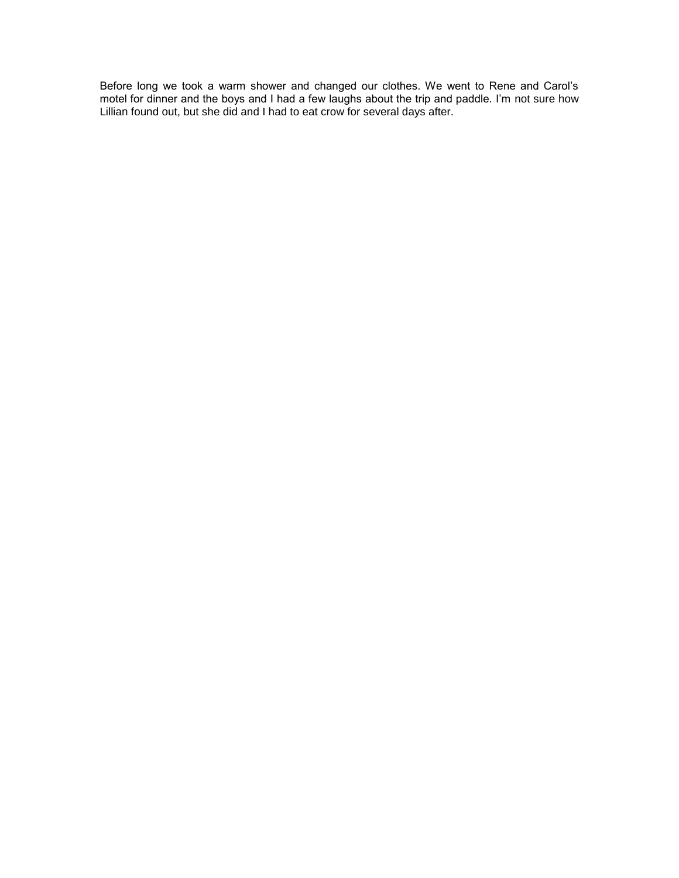Before long we took a warm shower and changed our clothes. We went to Rene and Carol's motel for dinner and the boys and I had a few laughs about the trip and paddle. I'm not sure how Lillian found out, but she did and I had to eat crow for several days after.